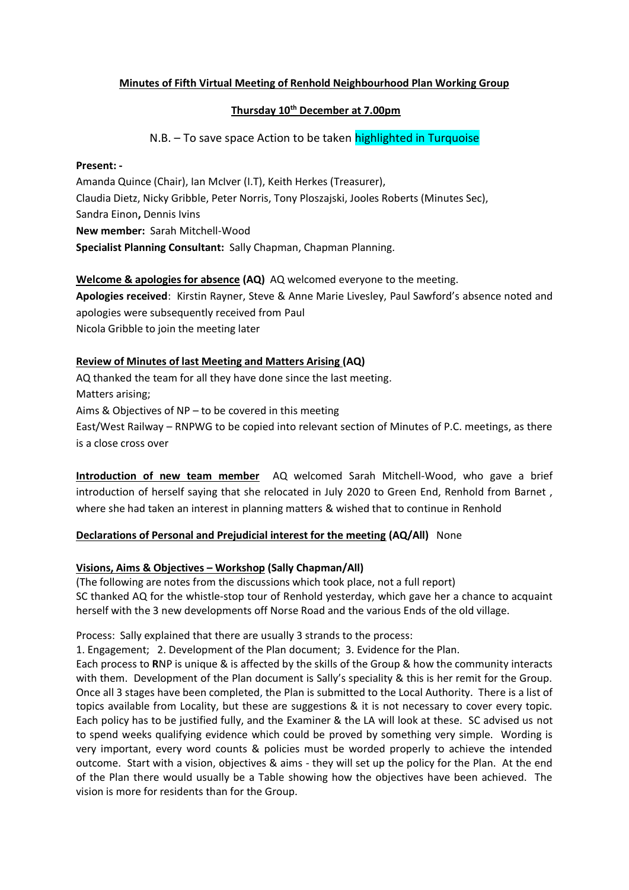**Minutes of Fifth Virtual Meeting of Renhold Neighbourhood Plan Working Group**

**Thursday 10th December at 7.00pm**

N.B. – To save space Action to be taken highlighted in Turquoise

**Present: -**
Amanda Quince (Chair), Ian McIver (I.T), Keith Herkes (Treasurer),
Claudia Dietz, Nicky Gribble, Peter Norris, Tony Ploszajski, Jooles Roberts (Minutes Sec),
Sandra Einon**,** Dennis Ivins
**New member:** Sarah Mitchell-Wood
**Specialist Planning Consultant:** Sally Chapman, Chapman Planning.

**Welcome & apologies for absence (AQ)** AQ welcomed everyone to the meeting.
**Apologies received**: Kirstin Rayner, Steve & Anne Marie Livesley, Paul Sawford's absence noted and apologies were subsequently received from Paul
Nicola Gribble to join the meeting later

**Review of Minutes of last Meeting and Matters Arising (AQ)**
AQ thanked the team for all they have done since the last meeting.
Matters arising;
Aims & Objectives of NP – to be covered in this meeting
East/West Railway – RNPWG to be copied into relevant section of Minutes of P.C. meetings, as there is a close cross over

**Introduction of new team member** AQ welcomed Sarah Mitchell-Wood, who gave a brief introduction of herself saying that she relocated in July 2020 to Green End, Renhold from Barnet , where she had taken an interest in planning matters & wished that to continue in Renhold

**Declarations of Personal and Prejudicial interest for the meeting (AQ/All)** None

**Visions, Aims & Objectives – Workshop (Sally Chapman/All)**
(The following are notes from the discussions which took place, not a full report)
SC thanked AQ for the whistle-stop tour of Renhold yesterday, which gave her a chance to acquaint herself with the 3 new developments off Norse Road and the various Ends of the old village.

Process: Sally explained that there are usually 3 strands to the process:
1. Engagement; 2. Development of the Plan document; 3. Evidence for the Plan.
Each process to **R**NP is unique & is affected by the skills of the Group & how the community interacts with them. Development of the Plan document is Sally's speciality & this is her remit for the Group. Once all 3 stages have been completed, the Plan is submitted to the Local Authority. There is a list of topics available from Locality, but these are suggestions & it is not necessary to cover every topic. Each policy has to be justified fully, and the Examiner & the LA will look at these. SC advised us not to spend weeks qualifying evidence which could be proved by something very simple. Wording is very important, every word counts & policies must be worded properly to achieve the intended outcome. Start with a vision, objectives & aims - they will set up the policy for the Plan. At the end of the Plan there would usually be a Table showing how the objectives have been achieved. The vision is more for residents than for the Group.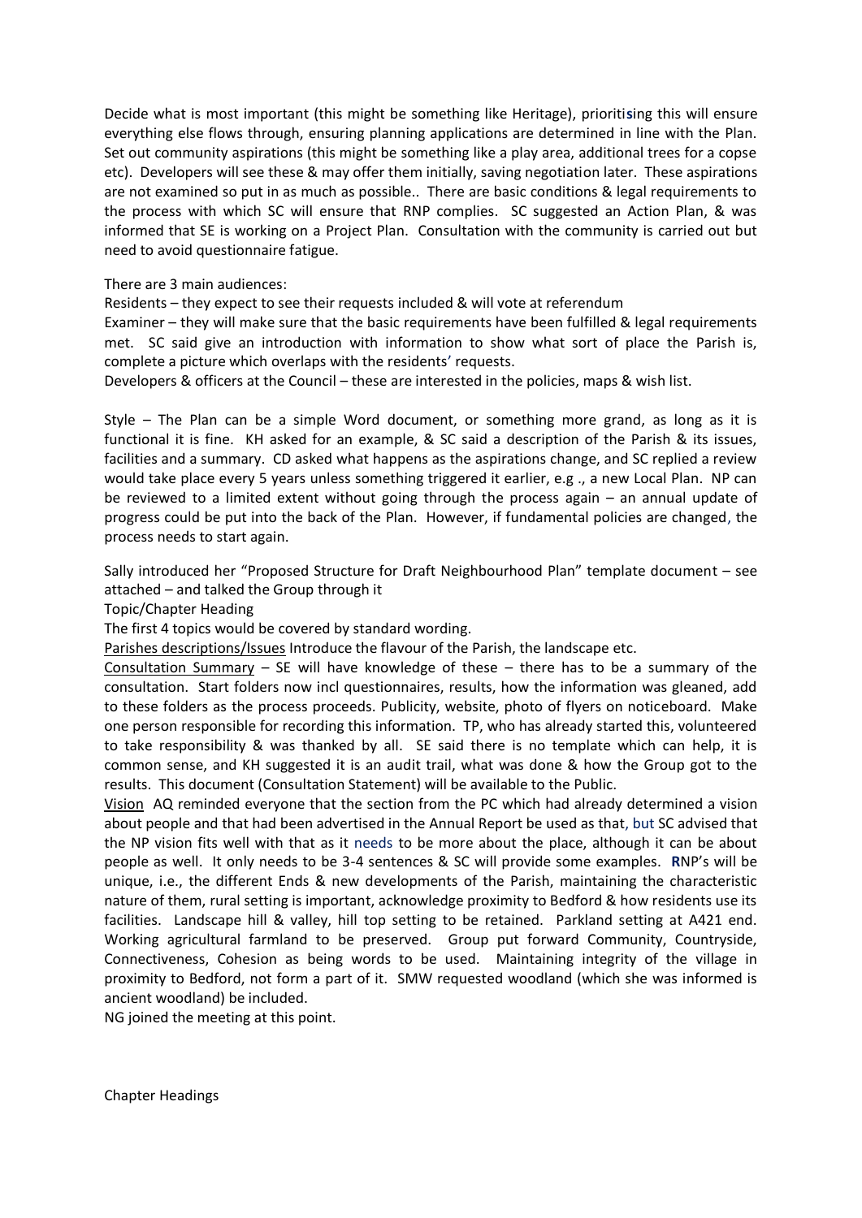Decide what is most important (this might be something like Heritage), prioritising this will ensure everything else flows through, ensuring planning applications are determined in line with the Plan. Set out community aspirations (this might be something like a play area, additional trees for a copse etc). Developers will see these & may offer them initially, saving negotiation later. These aspirations are not examined so put in as much as possible.. There are basic conditions & legal requirements to the process with which SC will ensure that RNP complies. SC suggested an Action Plan, & was informed that SE is working on a Project Plan. Consultation with the community is carried out but need to avoid questionnaire fatigue.

There are 3 main audiences:

Residents – they expect to see their requests included & will vote at referendum

Examiner – they will make sure that the basic requirements have been fulfilled & legal requirements met. SC said give an introduction with information to show what sort of place the Parish is, complete a picture which overlaps with the residents' requests.

Developers & officers at the Council – these are interested in the policies, maps & wish list.

Style – The Plan can be a simple Word document, or something more grand, as long as it is functional it is fine. KH asked for an example, & SC said a description of the Parish & its issues, facilities and a summary. CD asked what happens as the aspirations change, and SC replied a review would take place every 5 years unless something triggered it earlier, e.g ., a new Local Plan. NP can be reviewed to a limited extent without going through the process again – an annual update of progress could be put into the back of the Plan. However, if fundamental policies are changed, the process needs to start again.

Sally introduced her "Proposed Structure for Draft Neighbourhood Plan" template document – see attached – and talked the Group through it

Topic/Chapter Heading

The first 4 topics would be covered by standard wording.

<u>Parishes descriptions/Issues</u> Introduce the flavour of the Parish, the landscape etc.

<u>Consultation Summary</u> – SE will have knowledge of these – there has to be a summary of the consultation. Start folders now incl questionnaires, results, how the information was gleaned, add to these folders as the process proceeds. Publicity, website, photo of flyers on noticeboard. Make one person responsible for recording this information. TP, who has already started this, volunteered to take responsibility & was thanked by all. SE said there is no template which can help, it is common sense, and KH suggested it is an audit trail, what was done & how the Group got to the results. This document (Consultation Statement) will be available to the Public.

<u>Vision</u> AQ reminded everyone that the section from the PC which had already determined a vision about people and that had been advertised in the Annual Report be used as that, but SC advised that the NP vision fits well with that as it needs to be more about the place, although it can be about people as well. It only needs to be 3-4 sentences & SC will provide some examples. RNP's will be unique, i.e., the different Ends & new developments of the Parish, maintaining the characteristic nature of them, rural setting is important, acknowledge proximity to Bedford & how residents use its facilities. Landscape hill & valley, hill top setting to be retained. Parkland setting at A421 end. Working agricultural farmland to be preserved. Group put forward Community, Countryside, Connectiveness, Cohesion as being words to be used. Maintaining integrity of the village in proximity to Bedford, not form a part of it. SMW requested woodland (which she was informed is ancient woodland) be included.

NG joined the meeting at this point.

Chapter Headings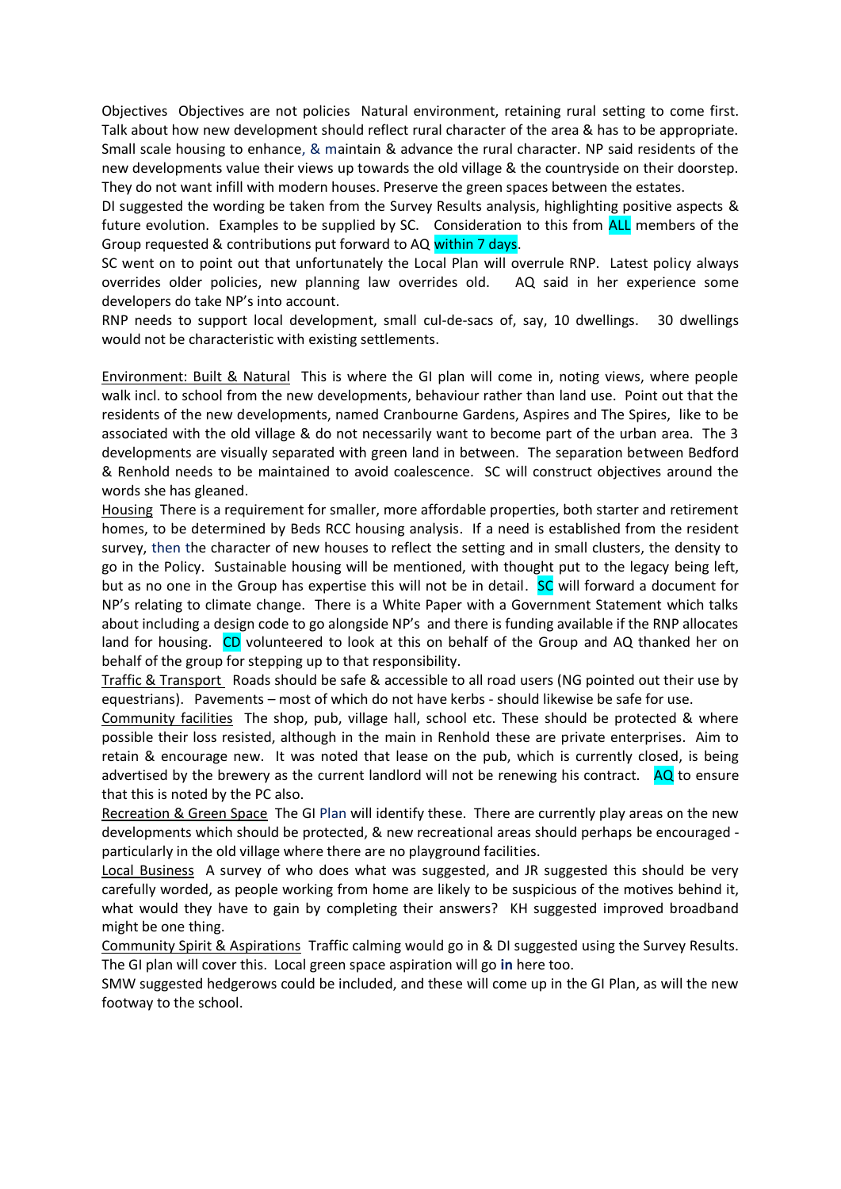Objectives  Objectives are not policies  Natural environment, retaining rural setting to come first. Talk about how new development should reflect rural character of the area & has to be appropriate. Small scale housing to enhance, & maintain & advance the rural character. NP said residents of the new developments value their views up towards the old village & the countryside on their doorstep. They do not want infill with modern houses. Preserve the green spaces between the estates.

DI suggested the wording be taken from the Survey Results analysis, highlighting positive aspects & future evolution. Examples to be supplied by SC. Consideration to this from ALL members of the Group requested & contributions put forward to AQ within 7 days.

SC went on to point out that unfortunately the Local Plan will overrule RNP. Latest policy always overrides older policies, new planning law overrides old. AQ said in her experience some developers do take NP's into account.

RNP needs to support local development, small cul-de-sacs of, say, 10 dwellings. 30 dwellings would not be characteristic with existing settlements.

<u>Environment: Built & Natural</u>  This is where the GI plan will come in, noting views, where people walk incl. to school from the new developments, behaviour rather than land use. Point out that the residents of the new developments, named Cranbourne Gardens, Aspires and The Spires, like to be associated with the old village & do not necessarily want to become part of the urban area. The 3 developments are visually separated with green land in between. The separation between Bedford & Renhold needs to be maintained to avoid coalescence. SC will construct objectives around the words she has gleaned.

<u>Housing</u>  There is a requirement for smaller, more affordable properties, both starter and retirement homes, to be determined by Beds RCC housing analysis. If a need is established from the resident survey, then the character of new houses to reflect the setting and in small clusters, the density to go in the Policy. Sustainable housing will be mentioned, with thought put to the legacy being left, but as no one in the Group has expertise this will not be in detail. SC will forward a document for NP's relating to climate change. There is a White Paper with a Government Statement which talks about including a design code to go alongside NP's and there is funding available if the RNP allocates land for housing. CD volunteered to look at this on behalf of the Group and AQ thanked her on behalf of the group for stepping up to that responsibility.

<u>Traffic & Transport</u>  Roads should be safe & accessible to all road users (NG pointed out their use by equestrians). Pavements – most of which do not have kerbs - should likewise be safe for use.

<u>Community facilities</u>  The shop, pub, village hall, school etc. These should be protected & where possible their loss resisted, although in the main in Renhold these are private enterprises. Aim to retain & encourage new. It was noted that lease on the pub, which is currently closed, is being advertised by the brewery as the current landlord will not be renewing his contract. AQ to ensure that this is noted by the PC also.

<u>Recreation & Green Space</u>  The GI Plan will identify these. There are currently play areas on the new developments which should be protected, & new recreational areas should perhaps be encouraged - particularly in the old village where there are no playground facilities.

<u>Local Business</u>  A survey of who does what was suggested, and JR suggested this should be very carefully worded, as people working from home are likely to be suspicious of the motives behind it, what would they have to gain by completing their answers? KH suggested improved broadband might be one thing.

<u>Community Spirit & Aspirations</u>  Traffic calming would go in & DI suggested using the Survey Results. The GI plan will cover this. Local green space aspiration will go **in** here too.

SMW suggested hedgerows could be included, and these will come up in the GI Plan, as will the new footway to the school.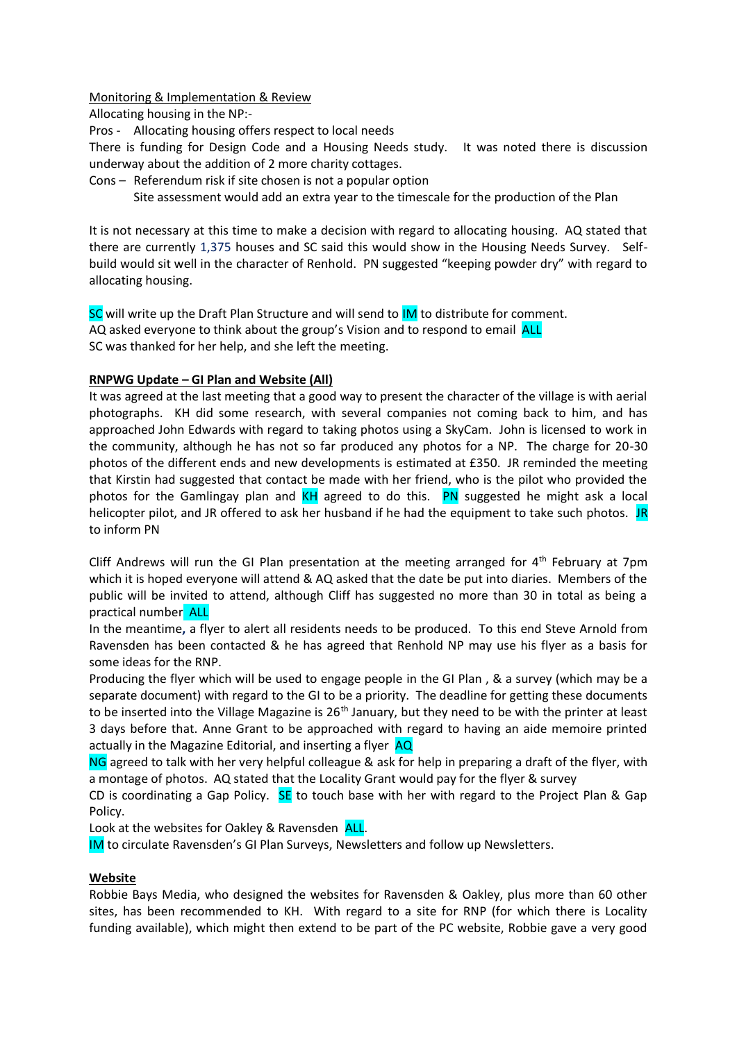Monitoring & Implementation & Review

Allocating housing in the NP:-

Pros - Allocating housing offers respect to local needs

There is funding for Design Code and a Housing Needs study. It was noted there is discussion underway about the addition of 2 more charity cottages.

Cons – Referendum risk if site chosen is not a popular option

Site assessment would add an extra year to the timescale for the production of the Plan

It is not necessary at this time to make a decision with regard to allocating housing. AQ stated that there are currently 1,375 houses and SC said this would show in the Housing Needs Survey. Self-build would sit well in the character of Renhold. PN suggested "keeping powder dry" with regard to allocating housing.

SC will write up the Draft Plan Structure and will send to IM to distribute for comment.
AQ asked everyone to think about the group's Vision and to respond to email ALL
SC was thanked for her help, and she left the meeting.

**RNPWG Update – GI Plan and Website (All)**

It was agreed at the last meeting that a good way to present the character of the village is with aerial photographs. KH did some research, with several companies not coming back to him, and has approached John Edwards with regard to taking photos using a SkyCam. John is licensed to work in the community, although he has not so far produced any photos for a NP. The charge for 20-30 photos of the different ends and new developments is estimated at £350. JR reminded the meeting that Kirstin had suggested that contact be made with her friend, who is the pilot who provided the photos for the Gamlingay plan and KH agreed to do this. PN suggested he might ask a local helicopter pilot, and JR offered to ask her husband if he had the equipment to take such photos. JR to inform PN

Cliff Andrews will run the GI Plan presentation at the meeting arranged for 4th February at 7pm which it is hoped everyone will attend & AQ asked that the date be put into diaries. Members of the public will be invited to attend, although Cliff has suggested no more than 30 in total as being a practical number ALL

In the meantime, a flyer to alert all residents needs to be produced. To this end Steve Arnold from Ravensden has been contacted & he has agreed that Renhold NP may use his flyer as a basis for some ideas for the RNP.

Producing the flyer which will be used to engage people in the GI Plan , & a survey (which may be a separate document) with regard to the GI to be a priority. The deadline for getting these documents to be inserted into the Village Magazine is 26th January, but they need to be with the printer at least 3 days before that. Anne Grant to be approached with regard to having an aide memoire printed actually in the Magazine Editorial, and inserting a flyer AQ

NG agreed to talk with her very helpful colleague & ask for help in preparing a draft of the flyer, with a montage of photos. AQ stated that the Locality Grant would pay for the flyer & survey

CD is coordinating a Gap Policy. SE to touch base with her with regard to the Project Plan & Gap Policy.

Look at the websites for Oakley & Ravensden ALL.

IM to circulate Ravensden's GI Plan Surveys, Newsletters and follow up Newsletters.

**Website**

Robbie Bays Media, who designed the websites for Ravensden & Oakley, plus more than 60 other sites, has been recommended to KH. With regard to a site for RNP (for which there is Locality funding available), which might then extend to be part of the PC website, Robbie gave a very good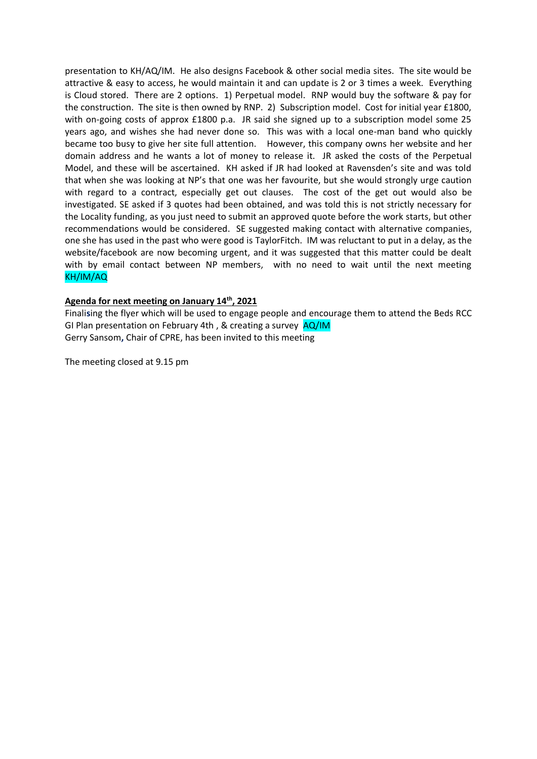presentation to KH/AQ/IM. He also designs Facebook & other social media sites. The site would be attractive & easy to access, he would maintain it and can update is 2 or 3 times a week. Everything is Cloud stored. There are 2 options. 1) Perpetual model. RNP would buy the software & pay for the construction. The site is then owned by RNP. 2) Subscription model. Cost for initial year £1800, with on-going costs of approx £1800 p.a. JR said she signed up to a subscription model some 25 years ago, and wishes she had never done so. This was with a local one-man band who quickly became too busy to give her site full attention. However, this company owns her website and her domain address and he wants a lot of money to release it. JR asked the costs of the Perpetual Model, and these will be ascertained. KH asked if JR had looked at Ravensden's site and was told that when she was looking at NP's that one was her favourite, but she would strongly urge caution with regard to a contract, especially get out clauses. The cost of the get out would also be investigated. SE asked if 3 quotes had been obtained, and was told this is not strictly necessary for the Locality funding, as you just need to submit an approved quote before the work starts, but other recommendations would be considered. SE suggested making contact with alternative companies, one she has used in the past who were good is TaylorFitch. IM was reluctant to put in a delay, as the website/facebook are now becoming urgent, and it was suggested that this matter could be dealt with by email contact between NP members, with no need to wait until the next meeting KH/IM/AQ

**Agenda for next meeting on January 14th, 2021**

Finalising the flyer which will be used to engage people and encourage them to attend the Beds RCC GI Plan presentation on February 4th , & creating a survey AQ/IM

Gerry Sansom, Chair of CPRE, has been invited to this meeting

The meeting closed at 9.15 pm